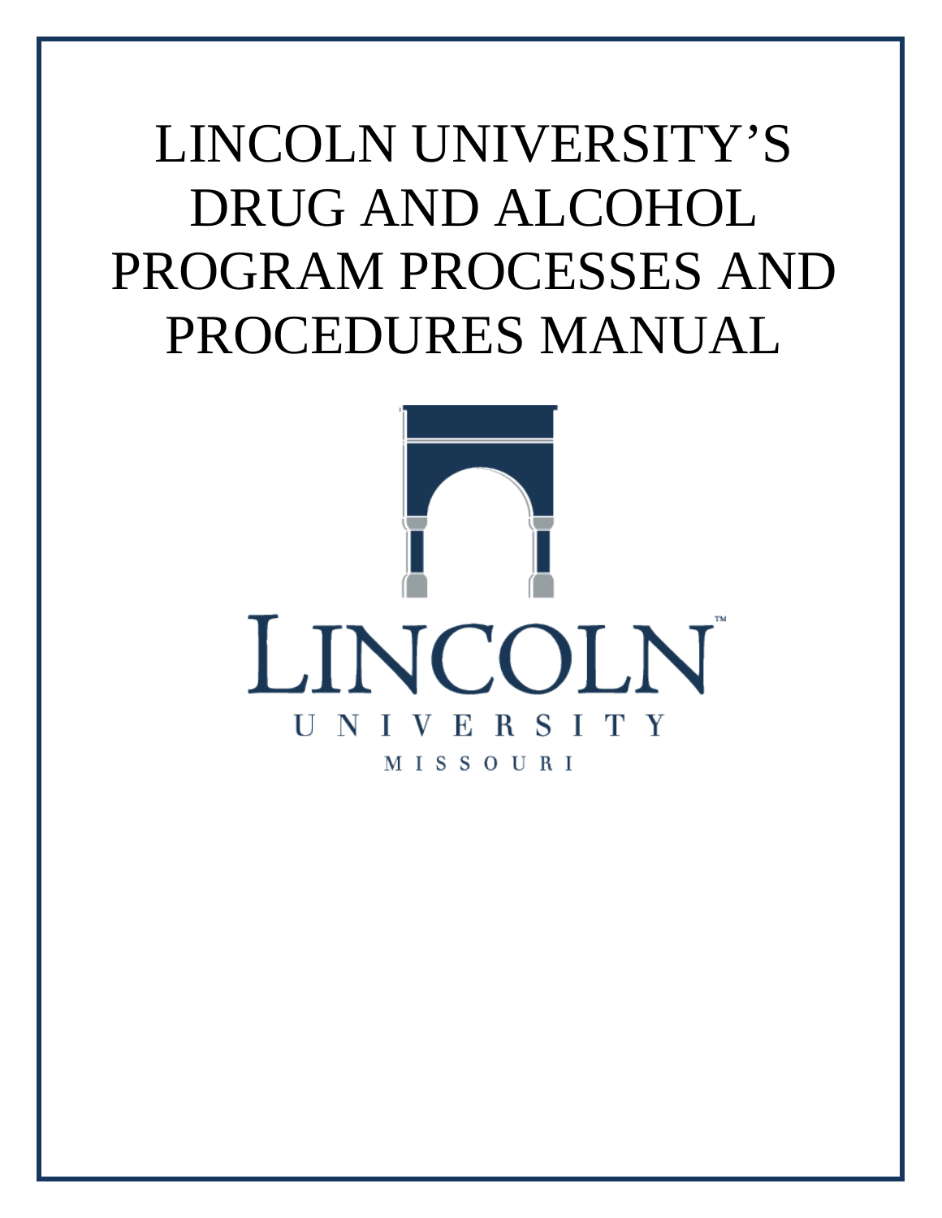# LINCOLN UNIVERSITY'S DRUG AND ALCOHOL PROGRAM PROCESSES AND PROCEDURES MANUAL

LINCOLN

UNIVERSITY

MISSOURI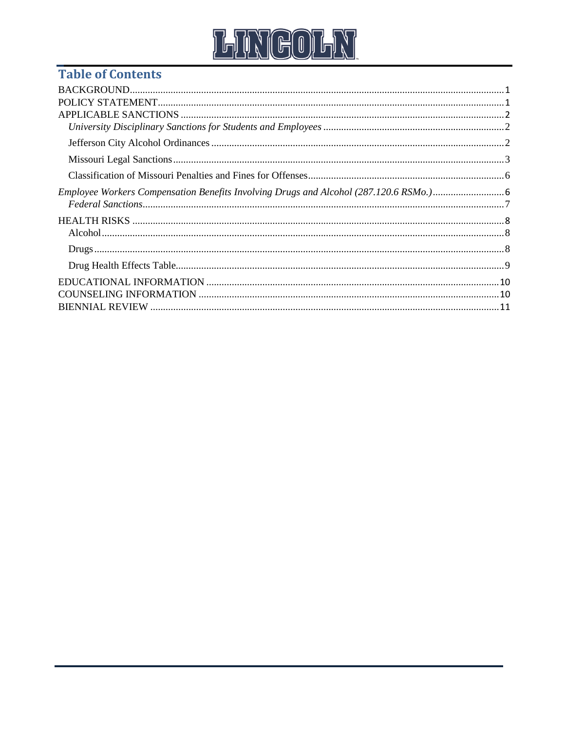# Table of Contents

BACKGROUND ........ 1
POLICY STATEMENT ........ 1
APPLICABLE SANCTIONS ........ 2
- *University Disciplinary Sanctions for Students and Employees* ........ 2
- Jefferson City Alcohol Ordinances ........ 2
- Missouri Legal Sanctions ........ 3
- Classification of Missouri Penalties and Fines for Offenses ........ 6

*Employee Workers Compensation Benefits Involving Drugs and Alcohol (287.120.6 RSMo.)* ........ 6
- *Federal Sanctions* ........ 7

HEALTH RISKS ........ 8
- Alcohol ........ 8
- Drugs ........ 8
- Drug Health Effects Table ........ 9

EDUCATIONAL INFORMATION ........ 10
COUNSELING INFORMATION ........ 10
BIENNIAL REVIEW ........ 11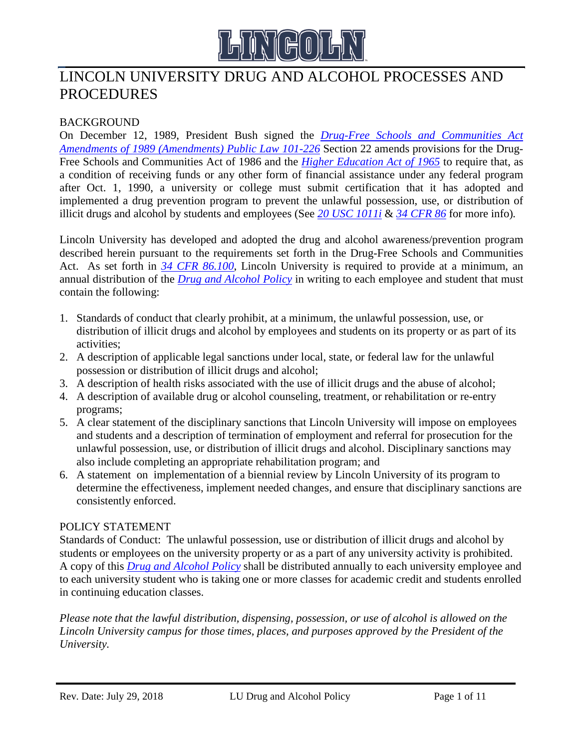# LINCOLN UNIVERSITY DRUG AND ALCOHOL PROCESSES AND PROCEDURES

## BACKGROUND

On December 12, 1989, President Bush signed the *Drug-Free Schools and Communities Act Amendments of 1989 (Amendments) Public Law 101-226* Section 22 amends provisions for the Drug-Free Schools and Communities Act of 1986 and the *Higher Education Act of 1965* to require that, as a condition of receiving funds or any other form of financial assistance under any federal program after Oct. 1, 1990, a university or college must submit certification that it has adopted and implemented a drug prevention program to prevent the unlawful possession, use, or distribution of illicit drugs and alcohol by students and employees (See *20 USC 1011i* & *34 CFR 86* for more info).

Lincoln University has developed and adopted the drug and alcohol awareness/prevention program described herein pursuant to the requirements set forth in the Drug-Free Schools and Communities Act. As set forth in *34 CFR 86.100*, Lincoln University is required to provide at a minimum, an annual distribution of the *Drug and Alcohol Policy* in writing to each employee and student that must contain the following:

1. Standards of conduct that clearly prohibit, at a minimum, the unlawful possession, use, or distribution of illicit drugs and alcohol by employees and students on its property or as part of its activities;
2. A description of applicable legal sanctions under local, state, or federal law for the unlawful possession or distribution of illicit drugs and alcohol;
3. A description of health risks associated with the use of illicit drugs and the abuse of alcohol;
4. A description of available drug or alcohol counseling, treatment, or rehabilitation or re-entry programs;
5. A clear statement of the disciplinary sanctions that Lincoln University will impose on employees and students and a description of termination of employment and referral for prosecution for the unlawful possession, use, or distribution of illicit drugs and alcohol. Disciplinary sanctions may also include completing an appropriate rehabilitation program; and
6. A statement on implementation of a biennial review by Lincoln University of its program to determine the effectiveness, implement needed changes, and ensure that disciplinary sanctions are consistently enforced.

## POLICY STATEMENT

Standards of Conduct: The unlawful possession, use or distribution of illicit drugs and alcohol by students or employees on the university property or as a part of any university activity is prohibited. A copy of this *Drug and Alcohol Policy* shall be distributed annually to each university employee and to each university student who is taking one or more classes for academic credit and students enrolled in continuing education classes.

*Please note that the lawful distribution, dispensing, possession, or use of alcohol is allowed on the Lincoln University campus for those times, places, and purposes approved by the President of the University.*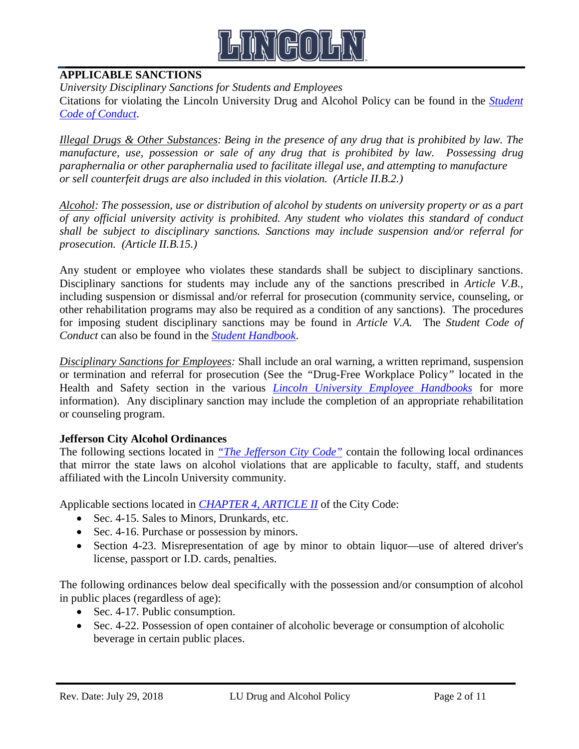## APPLICABLE SANCTIONS

*University Disciplinary Sanctions for Students and Employees*

Citations for violating the Lincoln University Drug and Alcohol Policy can be found in the *Student Code of Conduct*.

*Illegal Drugs & Other Substances: Being in the presence of any drug that is prohibited by law. The manufacture, use, possession or sale of any drug that is prohibited by law. Possessing drug paraphernalia or other paraphernalia used to facilitate illegal use, and attempting to manufacture or sell counterfeit drugs are also included in this violation. (Article II.B.2.)*

*Alcohol: The possession, use or distribution of alcohol by students on university property or as a part of any official university activity is prohibited. Any student who violates this standard of conduct shall be subject to disciplinary sanctions. Sanctions may include suspension and/or referral for prosecution. (Article II.B.15.)*

Any student or employee who violates these standards shall be subject to disciplinary sanctions. Disciplinary sanctions for students may include any of the sanctions prescribed in *Article V.B.*, including suspension or dismissal and/or referral for prosecution (community service, counseling, or other rehabilitation programs may also be required as a condition of any sanctions). The procedures for imposing student disciplinary sanctions may be found in *Article V.A.* The *Student Code of Conduct* can also be found in the *Student Handbook*.

*Disciplinary Sanctions for Employees:* Shall include an oral warning, a written reprimand, suspension or termination and referral for prosecution (See the "Drug-Free Workplace Policy" located in the Health and Safety section in the various *Lincoln University Employee Handbooks* for more information). Any disciplinary sanction may include the completion of an appropriate rehabilitation or counseling program.

### Jefferson City Alcohol Ordinances

The following sections located in *"The Jefferson City Code"* contain the following local ordinances that mirror the state laws on alcohol violations that are applicable to faculty, staff, and students affiliated with the Lincoln University community.

Applicable sections located in *CHAPTER 4, ARTICLE II* of the City Code:

- Sec. 4-15. Sales to Minors, Drunkards, etc.
- Sec. 4-16. Purchase or possession by minors.
- Section 4-23. Misrepresentation of age by minor to obtain liquor—use of altered driver's license, passport or I.D. cards, penalties.

The following ordinances below deal specifically with the possession and/or consumption of alcohol in public places (regardless of age):

- Sec. 4-17. Public consumption.
- Sec. 4-22. Possession of open container of alcoholic beverage or consumption of alcoholic beverage in certain public places.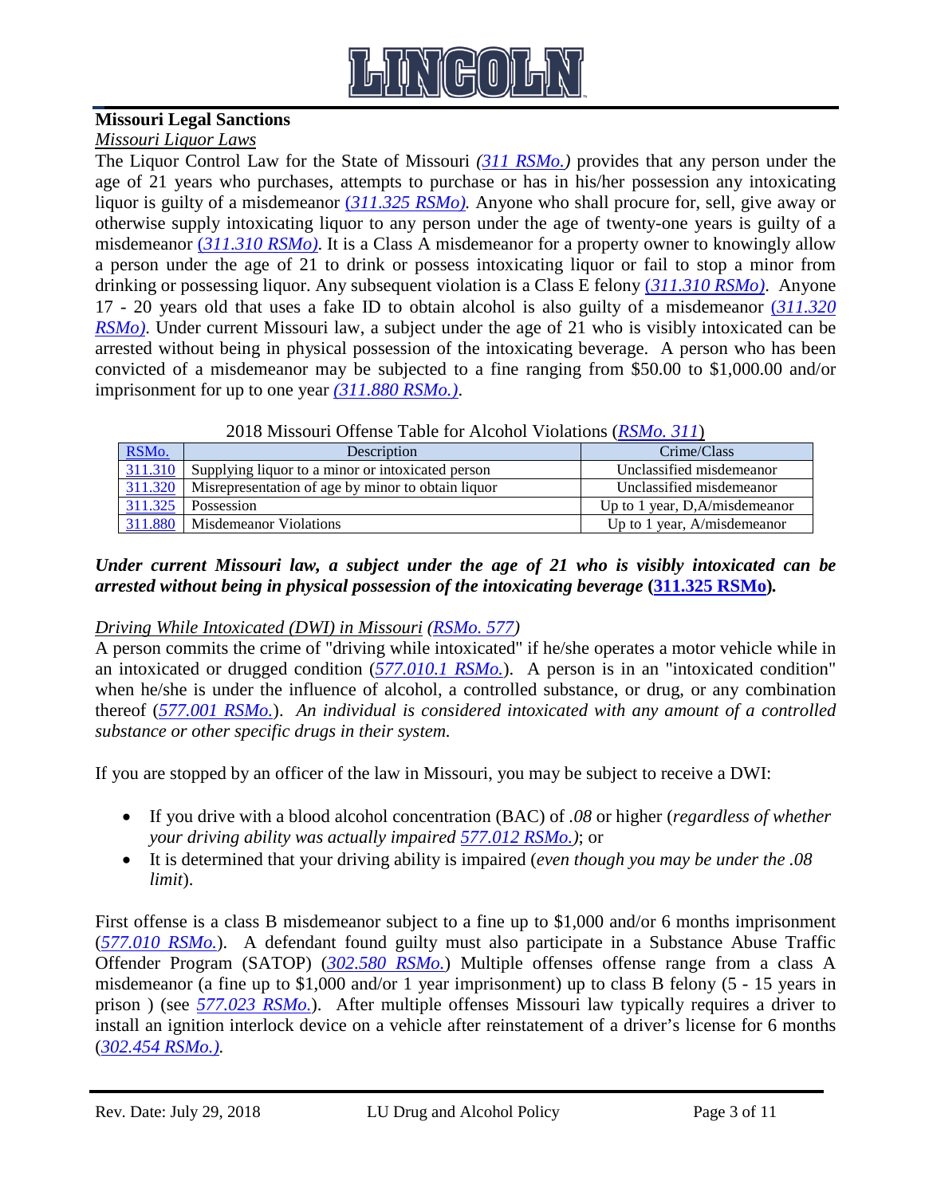**Missouri Legal Sanctions**

*Missouri Liquor Laws*

The Liquor Control Law for the State of Missouri *(311 RSMo.)* provides that any person under the age of 21 years who purchases, attempts to purchase or has in his/her possession any intoxicating liquor is guilty of a misdemeanor *(311.325 RSMo).* Anyone who shall procure for, sell, give away or otherwise supply intoxicating liquor to any person under the age of twenty-one years is guilty of a misdemeanor *(311.310 RSMo).* It is a Class A misdemeanor for a property owner to knowingly allow a person under the age of 21 to drink or possess intoxicating liquor or fail to stop a minor from drinking or possessing liquor. Any subsequent violation is a Class E felony *(311.310 RSMo).* Anyone 17 - 20 years old that uses a fake ID to obtain alcohol is also guilty of a misdemeanor *(311.320 RSMo).* Under current Missouri law, a subject under the age of 21 who is visibly intoxicated can be arrested without being in physical possession of the intoxicating beverage. A person who has been convicted of a misdemeanor may be subjected to a fine ranging from $50.00 to $1,000.00 and/or imprisonment for up to one year *(311.880 RSMo.).*

2018 Missouri Offense Table for Alcohol Violations (*RSMo. 311*)

| RSMo. | Description | Crime/Class |
|---|---|---|
| 311.310 | Supplying liquor to a minor or intoxicated person | Unclassified misdemeanor |
| 311.320 | Misrepresentation of age by minor to obtain liquor | Unclassified misdemeanor |
| 311.325 | Possession | Up to 1 year, D,A/misdemeanor |
| 311.880 | Misdemeanor Violations | Up to 1 year, A/misdemeanor |

***Under current Missouri law, a subject under the age of 21 who is visibly intoxicated can be arrested without being in physical possession of the intoxicating beverage* (311.325 RSMo).**

*Driving While Intoxicated (DWI) in Missouri (RSMo. 577)*

A person commits the crime of "driving while intoxicated" if he/she operates a motor vehicle while in an intoxicated or drugged condition (*577.010.1 RSMo.*). A person is in an "intoxicated condition" when he/she is under the influence of alcohol, a controlled substance, or drug, or any combination thereof (*577.001 RSMo.*). *An individual is considered intoxicated with any amount of a controlled substance or other specific drugs in their system.*

If you are stopped by an officer of the law in Missouri, you may be subject to receive a DWI:

- If you drive with a blood alcohol concentration (BAC) of *.08* or higher (*regardless of whether your driving ability was actually impaired 577.012 RSMo.)*; or
- It is determined that your driving ability is impaired (*even though you may be under the .08 limit*).

First offense is a class B misdemeanor subject to a fine up to $1,000 and/or 6 months imprisonment (*577.010 RSMo.*). A defendant found guilty must also participate in a Substance Abuse Traffic Offender Program (SATOP) (*302.580 RSMo.*) Multiple offenses offense range from a class A misdemeanor (a fine up to $1,000 and/or 1 year imprisonment) up to class B felony (5 - 15 years in prison ) (see *577.023 RSMo.*). After multiple offenses Missouri law typically requires a driver to install an ignition interlock device on a vehicle after reinstatement of a driver's license for 6 months (*302.454 RSMo.).*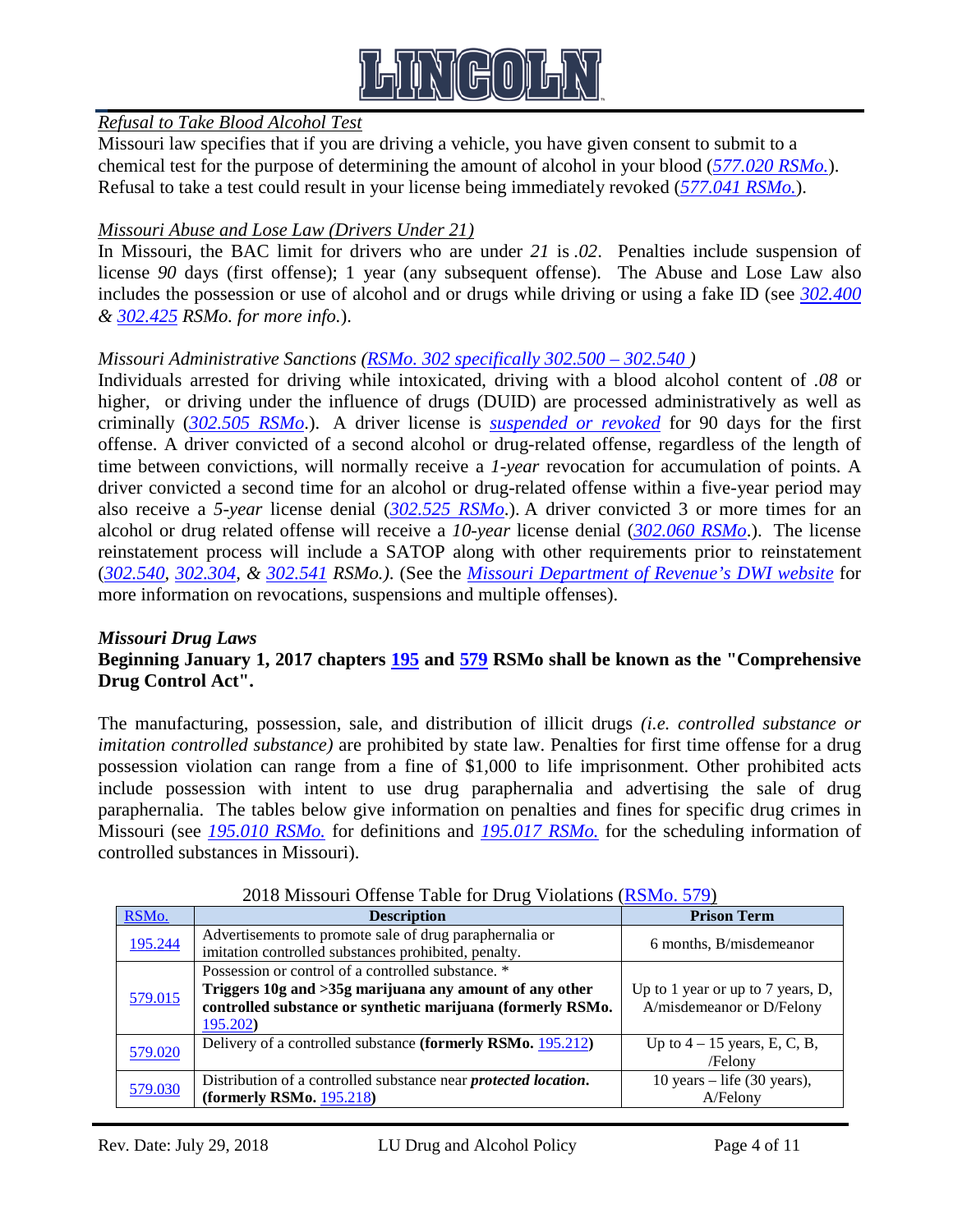*Refusal to Take Blood Alcohol Test*

Missouri law specifies that if you are driving a vehicle, you have given consent to submit to a chemical test for the purpose of determining the amount of alcohol in your blood (*577.020 RSMo.*). Refusal to take a test could result in your license being immediately revoked (*577.041 RSMo.*).

*Missouri Abuse and Lose Law (Drivers Under 21)*

In Missouri, the BAC limit for drivers who are under *21* is *.02*. Penalties include suspension of license *90* days (first offense); 1 year (any subsequent offense). The Abuse and Lose Law also includes the possession or use of alcohol and or drugs while driving or using a fake ID (see *302.400 & 302.425 RSMo. for more info.*).

*Missouri Administrative Sanctions (RSMo. 302 specifically 302.500 – 302.540 )*

Individuals arrested for driving while intoxicated, driving with a blood alcohol content of *.08* or higher, or driving under the influence of drugs (DUID) are processed administratively as well as criminally (*302.505 RSMo.*). A driver license is *suspended or revoked* for 90 days for the first offense. A driver convicted of a second alcohol or drug-related offense, regardless of the length of time between convictions, will normally receive a *1-year* revocation for accumulation of points. A driver convicted a second time for an alcohol or drug-related offense within a five-year period may also receive a *5-year* license denial (*302.525 RSMo.*). A driver convicted 3 or more times for an alcohol or drug related offense will receive a *10-year* license denial (*302.060 RSMo.*). The license reinstatement process will include a SATOP along with other requirements prior to reinstatement (*302.540, 302.304, & 302.541 RSMo.).* (See the *Missouri Department of Revenue's DWI website* for more information on revocations, suspensions and multiple offenses).

***Missouri Drug Laws***

**Beginning January 1, 2017 chapters 195 and 579 RSMo shall be known as the "Comprehensive Drug Control Act".**

The manufacturing, possession, sale, and distribution of illicit drugs *(i.e. controlled substance or imitation controlled substance)* are prohibited by state law. Penalties for first time offense for a drug possession violation can range from a fine of $1,000 to life imprisonment. Other prohibited acts include possession with intent to use drug paraphernalia and advertising the sale of drug paraphernalia. The tables below give information on penalties and fines for specific drug crimes in Missouri (see *195.010 RSMo.* for definitions and *195.017 RSMo.* for the scheduling information of controlled substances in Missouri).

2018 Missouri Offense Table for Drug Violations (RSMo. 579)

| RSMo. | Description | Prison Term |
|---|---|---|
| 195.244 | Advertisements to promote sale of drug paraphernalia or imitation controlled substances prohibited, penalty. | 6 months, B/misdemeanor |
| 579.015 | Possession or control of a controlled substance. * **Triggers 10g and >35g marijuana any amount of any other controlled substance or synthetic marijuana (formerly RSMo. 195.202)** | Up to 1 year or up to 7 years, D, A/misdemeanor or D/Felony |
| 579.020 | Delivery of a controlled substance **(formerly RSMo. 195.212)** | Up to 4 – 15 years, E, C, B, /Felony |
| 579.030 | Distribution of a controlled substance near ***protected location*****. (formerly RSMo. 195.218)** | 10 years – life (30 years), A/Felony |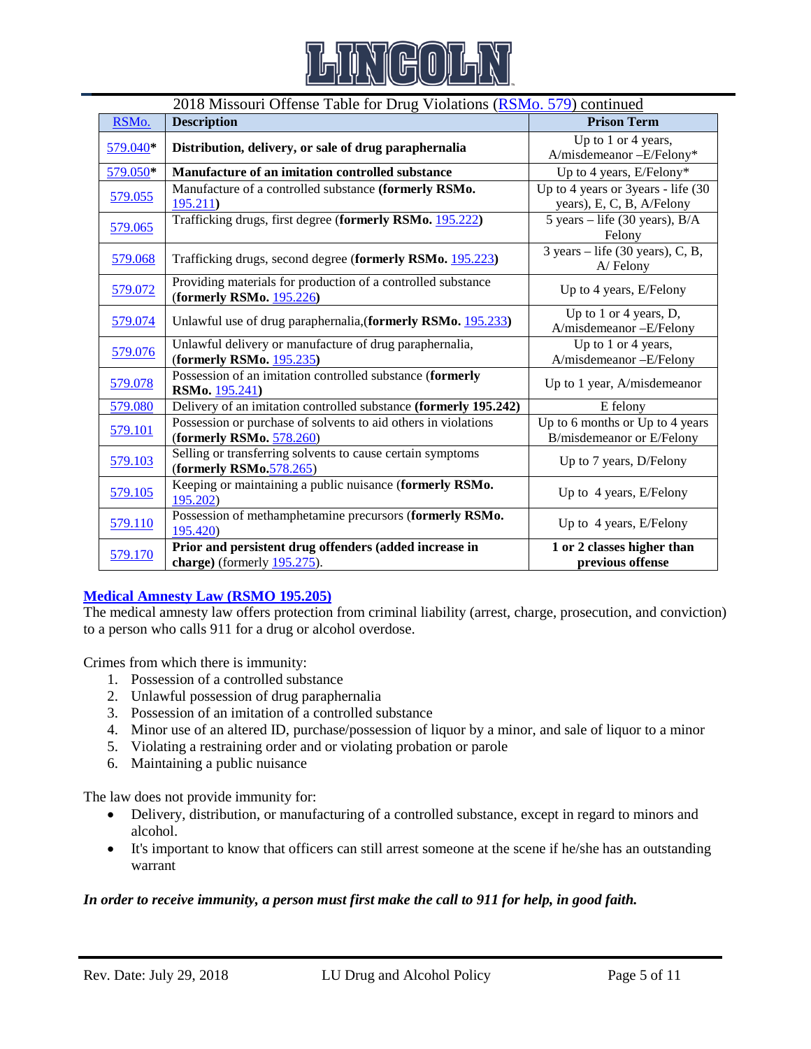2018 Missouri Offense Table for Drug Violations (RSMo. 579) continued

| RSMo. | Description | Prison Term |
|---|---|---|
| 579.040* | **Distribution, delivery, or sale of drug paraphernalia** | Up to 1 or 4 years, A/misdemeanor –E/Felony* |
| 579.050* | **Manufacture of an imitation controlled substance** | Up to 4 years, E/Felony* |
| 579.055 | Manufacture of a controlled substance **(formerly RSMo. 195.211)** | Up to 4 years or 3years - life (30 years), E, C, B, A/Felony |
| 579.065 | Trafficking drugs, first degree (**formerly RSMo.** 195.222**)** | 5 years – life (30 years), B/A Felony |
| 579.068 | Trafficking drugs, second degree (**formerly RSMo.** 195.223**)** | 3 years – life (30 years), C, B, A/ Felony |
| 579.072 | Providing materials for production of a controlled substance (**formerly RSMo.** 195.226**)** | Up to 4 years, E/Felony |
| 579.074 | Unlawful use of drug paraphernalia,(**formerly RSMo.** 195.233**)** | Up to 1 or 4 years, D, A/misdemeanor –E/Felony |
| 579.076 | Unlawful delivery or manufacture of drug paraphernalia, (**formerly RSMo.** 195.235**)** | Up to 1 or 4 years, A/misdemeanor –E/Felony |
| 579.078 | Possession of an imitation controlled substance (**formerly RSMo.** 195.241**)** | Up to 1 year, A/misdemeanor |
| 579.080 | Delivery of an imitation controlled substance **(formerly 195.242)** | E felony |
| 579.101 | Possession or purchase of solvents to aid others in violations (**formerly RSMo.** 578.260) | Up to 6 months or Up to 4 years B/misdemeanor or E/Felony |
| 579.103 | Selling or transferring solvents to cause certain symptoms (**formerly RSMo.**578.265) | Up to 7 years, D/Felony |
| 579.105 | Keeping or maintaining a public nuisance (**formerly RSMo.** 195.202) | Up to 4 years, E/Felony |
| 579.110 | Possession of methamphetamine precursors (**formerly RSMo.** 195.420) | Up to 4 years, E/Felony |
| 579.170 | **Prior and persistent drug offenders (added increase in charge)** (formerly 195.275). | **1 or 2 classes higher than previous offense** |

## Medical Amnesty Law (RSMO 195.205)

The medical amnesty law offers protection from criminal liability (arrest, charge, prosecution, and conviction) to a person who calls 911 for a drug or alcohol overdose.

Crimes from which there is immunity:

1. Possession of a controlled substance
2. Unlawful possession of drug paraphernalia
3. Possession of an imitation of a controlled substance
4. Minor use of an altered ID, purchase/possession of liquor by a minor, and sale of liquor to a minor
5. Violating a restraining order and or violating probation or parole
6. Maintaining a public nuisance

The law does not provide immunity for:

- Delivery, distribution, or manufacturing of a controlled substance, except in regard to minors and alcohol.
- It's important to know that officers can still arrest someone at the scene if he/she has an outstanding warrant

***In order to receive immunity, a person must first make the call to 911 for help, in good faith.***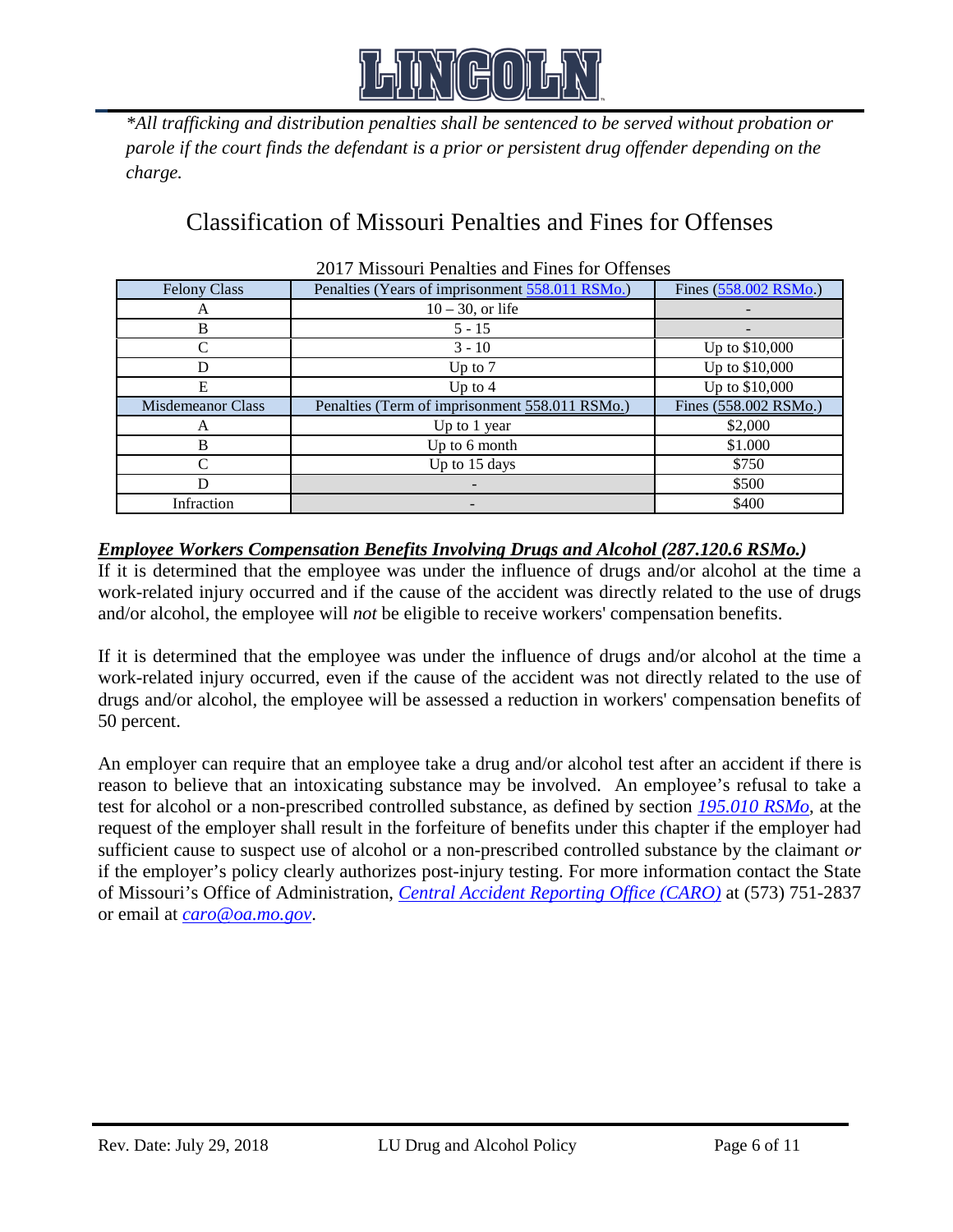*\*All trafficking and distribution penalties shall be sentenced to be served without probation or parole if the court finds the defendant is a prior or persistent drug offender depending on the charge.*

## Classification of Missouri Penalties and Fines for Offenses

2017 Missouri Penalties and Fines for Offenses

| Felony Class | Penalties (Years of imprisonment 558.011 RSMo.) | Fines (558.002 RSMo.) |
|---|---|---|
| A | 10 – 30, or life | - |
| B | 5 - 15 | - |
| C | 3 - 10 | Up to $10,000 |
| D | Up to 7 | Up to $10,000 |
| E | Up to 4 | Up to $10,000 |
| Misdemeanor Class | Penalties (Term of imprisonment 558.011 RSMo.) | Fines (558.002 RSMo.) |
| A | Up to 1 year | $2,000 |
| B | Up to 6 month | $1.000 |
| C | Up to 15 days | $750 |
| D | - | $500 |
| Infraction | - | $400 |

***Employee Workers Compensation Benefits Involving Drugs and Alcohol (287.120.6 RSMo.)***

If it is determined that the employee was under the influence of drugs and/or alcohol at the time a work-related injury occurred and if the cause of the accident was directly related to the use of drugs and/or alcohol, the employee will *not* be eligible to receive workers' compensation benefits.

If it is determined that the employee was under the influence of drugs and/or alcohol at the time a work-related injury occurred, even if the cause of the accident was not directly related to the use of drugs and/or alcohol, the employee will be assessed a reduction in workers' compensation benefits of 50 percent.

An employer can require that an employee take a drug and/or alcohol test after an accident if there is reason to believe that an intoxicating substance may be involved. An employee's refusal to take a test for alcohol or a non-prescribed controlled substance, as defined by section *195.010 RSMo*, at the request of the employer shall result in the forfeiture of benefits under this chapter if the employer had sufficient cause to suspect use of alcohol or a non-prescribed controlled substance by the claimant *or* if the employer's policy clearly authorizes post-injury testing. For more information contact the State of Missouri's Office of Administration, *Central Accident Reporting Office (CARO)* at (573) 751-2837 or email at *caro@oa.mo.gov*.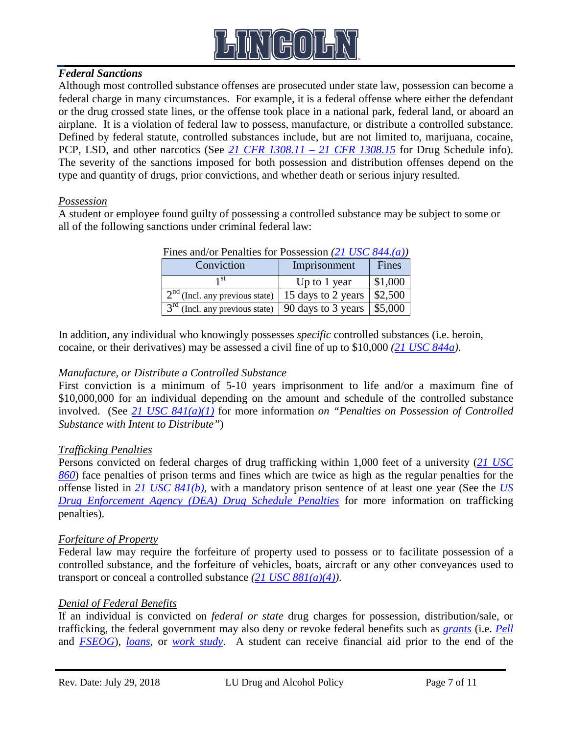### *Federal Sanctions*

Although most controlled substance offenses are prosecuted under state law, possession can become a federal charge in many circumstances. For example, it is a federal offense where either the defendant or the drug crossed state lines, or the offense took place in a national park, federal land, or aboard an airplane. It is a violation of federal law to possess, manufacture, or distribute a controlled substance. Defined by federal statute, controlled substances include, but are not limited to, marijuana, cocaine, PCP, LSD, and other narcotics (See *21 CFR 1308.11 – 21 CFR 1308.15* for Drug Schedule info). The severity of the sanctions imposed for both possession and distribution offenses depend on the type and quantity of drugs, prior convictions, and whether death or serious injury resulted.

*Possession*

A student or employee found guilty of possessing a controlled substance may be subject to some or all of the following sanctions under criminal federal law:

Fines and/or Penalties for Possession *(21 USC 844.(a))*

| Conviction | Imprisonment | Fines |
|---|---|---|
| 1st | Up to 1 year | $1,000 |
| 2nd (Incl. any previous state) | 15 days to 2 years | $2,500 |
| 3rd (Incl. any previous state) | 90 days to 3 years | $5,000 |

In addition, any individual who knowingly possesses *specific* controlled substances (i.e. heroin, cocaine, or their derivatives) may be assessed a civil fine of up to $10,000 *(21 USC 844a)*.

*Manufacture, or Distribute a Controlled Substance*

First conviction is a minimum of 5-10 years imprisonment to life and/or a maximum fine of $10,000,000 for an individual depending on the amount and schedule of the controlled substance involved. (See *21 USC 841(a)(1)* for more information *on "Penalties on Possession of Controlled Substance with Intent to Distribute"*)

*Trafficking Penalties*

Persons convicted on federal charges of drug trafficking within 1,000 feet of a university (*21 USC 860*) face penalties of prison terms and fines which are twice as high as the regular penalties for the offense listed in *21 USC 841(b)*, with a mandatory prison sentence of at least one year (See the *US Drug Enforcement Agency (DEA) Drug Schedule Penalties* for more information on trafficking penalties).

*Forfeiture of Property*

Federal law may require the forfeiture of property used to possess or to facilitate possession of a controlled substance, and the forfeiture of vehicles, boats, aircraft or any other conveyances used to transport or conceal a controlled substance *(21 USC 881(a)(4))*.

*Denial of Federal Benefits*

If an individual is convicted on *federal or state* drug charges for possession, distribution/sale, or trafficking, the federal government may also deny or revoke federal benefits such as *grants* (i.e. *Pell* and *FSEOG*), *loans*, or *work study*. A student can receive financial aid prior to the end of the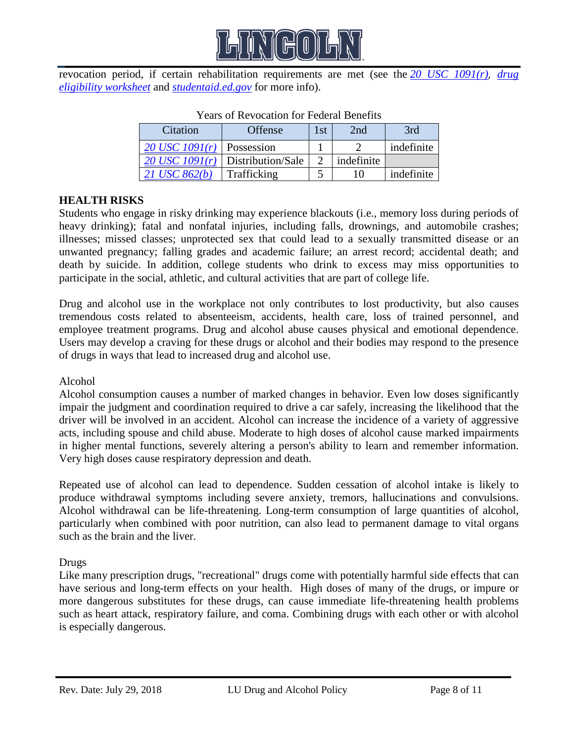revocation period, if certain rehabilitation requirements are met (see the *20 USC 1091(r)*, *drug eligibility worksheet* and *studentaid.ed.gov* for more info).

Years of Revocation for Federal Benefits

| Citation | Offense | 1st | 2nd | 3rd |
|---|---|---|---|---|
| *20 USC 1091(r)* | Possession | 1 | 2 | indefinite |
| *20 USC 1091(r)* | Distribution/Sale | 2 | indefinite | |
| *21 USC 862(b)* | Trafficking | 5 | 10 | indefinite |

**HEALTH RISKS**

Students who engage in risky drinking may experience blackouts (i.e., memory loss during periods of heavy drinking); fatal and nonfatal injuries, including falls, drownings, and automobile crashes; illnesses; missed classes; unprotected sex that could lead to a sexually transmitted disease or an unwanted pregnancy; falling grades and academic failure; an arrest record; accidental death; and death by suicide. In addition, college students who drink to excess may miss opportunities to participate in the social, athletic, and cultural activities that are part of college life.

Drug and alcohol use in the workplace not only contributes to lost productivity, but also causes tremendous costs related to absenteeism, accidents, health care, loss of trained personnel, and employee treatment programs. Drug and alcohol abuse causes physical and emotional dependence. Users may develop a craving for these drugs or alcohol and their bodies may respond to the presence of drugs in ways that lead to increased drug and alcohol use.

Alcohol

Alcohol consumption causes a number of marked changes in behavior. Even low doses significantly impair the judgment and coordination required to drive a car safely, increasing the likelihood that the driver will be involved in an accident. Alcohol can increase the incidence of a variety of aggressive acts, including spouse and child abuse. Moderate to high doses of alcohol cause marked impairments in higher mental functions, severely altering a person's ability to learn and remember information. Very high doses cause respiratory depression and death.

Repeated use of alcohol can lead to dependence. Sudden cessation of alcohol intake is likely to produce withdrawal symptoms including severe anxiety, tremors, hallucinations and convulsions. Alcohol withdrawal can be life-threatening. Long-term consumption of large quantities of alcohol, particularly when combined with poor nutrition, can also lead to permanent damage to vital organs such as the brain and the liver.

Drugs

Like many prescription drugs, "recreational" drugs come with potentially harmful side effects that can have serious and long-term effects on your health. High doses of many of the drugs, or impure or more dangerous substitutes for these drugs, can cause immediate life-threatening health problems such as heart attack, respiratory failure, and coma. Combining drugs with each other or with alcohol is especially dangerous.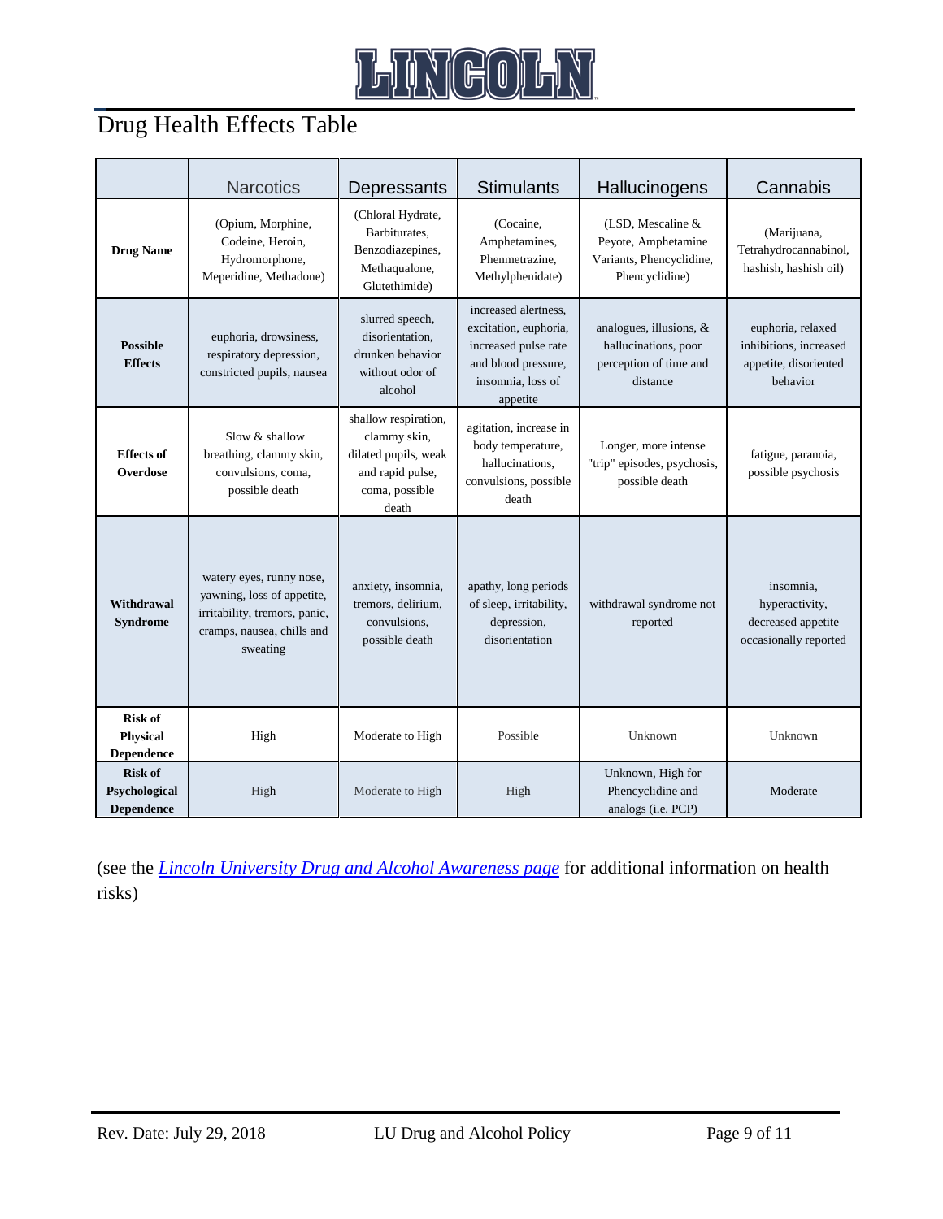# Drug Health Effects Table

| | Narcotics | Depressants | Stimulants | Hallucinogens | Cannabis |
|---|---|---|---|---|---|
| **Drug Name** | (Opium, Morphine, Codeine, Heroin, Hydromorphone, Meperidine, Methadone) | (Chloral Hydrate, Barbiturates, Benzodiazepines, Methaqualone, Glutethimide) | (Cocaine, Amphetamines, Phenmetrazine, Methylphenidate) | (LSD, Mescaline & Peyote, Amphetamine Variants, Phencyclidine, Phencyclidine) | (Marijuana, Tetrahydrocannabinol, hashish, hashish oil) |
| **Possible Effects** | euphoria, drowsiness, respiratory depression, constricted pupils, nausea | slurred speech, disorientation, drunken behavior without odor of alcohol | increased alertness, excitation, euphoria, increased pulse rate and blood pressure, insomnia, loss of appetite | analogues, illusions, & hallucinations, poor perception of time and distance | euphoria, relaxed inhibitions, increased appetite, disoriented behavior |
| **Effects of Overdose** | Slow & shallow breathing, clammy skin, convulsions, coma, possible death | shallow respiration, clammy skin, dilated pupils, weak and rapid pulse, coma, possible death | agitation, increase in body temperature, hallucinations, convulsions, possible death | Longer, more intense "trip" episodes, psychosis, possible death | fatigue, paranoia, possible psychosis |
| **Withdrawal Syndrome** | watery eyes, runny nose, yawning, loss of appetite, irritability, tremors, panic, cramps, nausea, chills and sweating | anxiety, insomnia, tremors, delirium, convulsions, possible death | apathy, long periods of sleep, irritability, depression, disorientation | withdrawal syndrome not reported | insomnia, hyperactivity, decreased appetite occasionally reported |
| **Risk of Physical Dependence** | High | Moderate to High | Possible | Unknown | Unknown |
| **Risk of Psychological Dependence** | High | Moderate to High | High | Unknown, High for Phencyclidine and analogs (i.e. PCP) | Moderate |

(see the *Lincoln University Drug and Alcohol Awareness page* for additional information on health risks)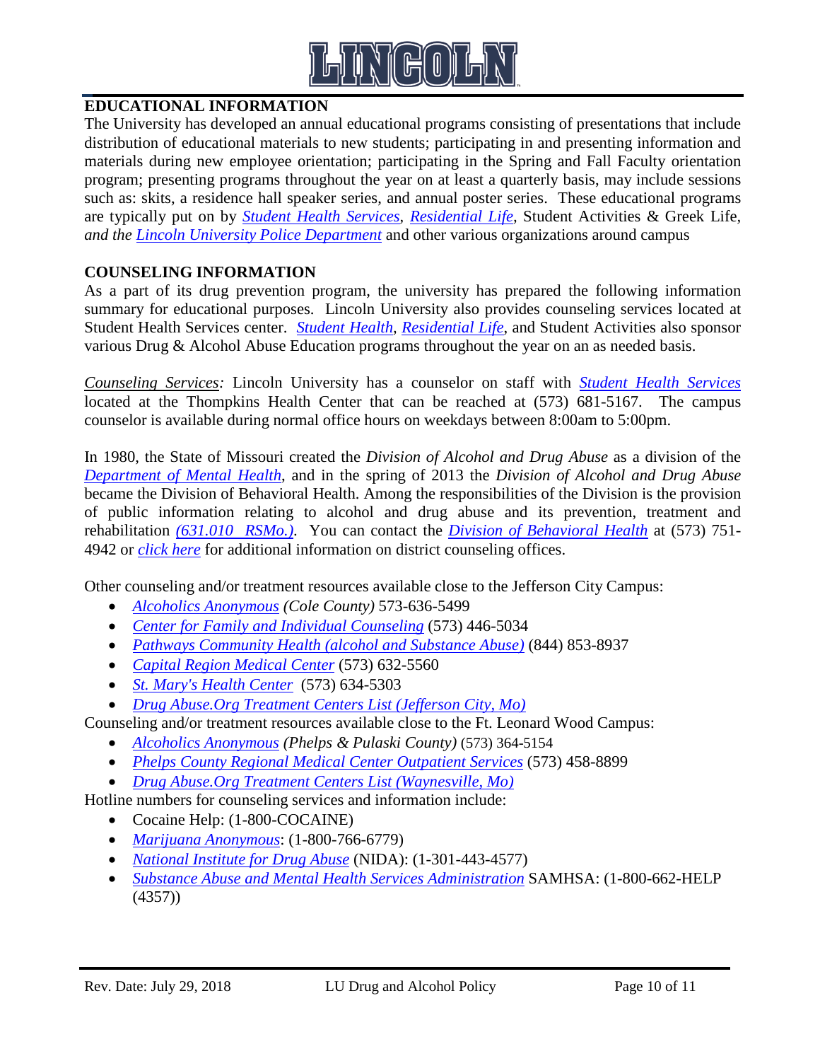## EDUCATIONAL INFORMATION

The University has developed an annual educational programs consisting of presentations that include distribution of educational materials to new students; participating in and presenting information and materials during new employee orientation; participating in the Spring and Fall Faculty orientation program; presenting programs throughout the year on at least a quarterly basis, may include sessions such as: skits, a residence hall speaker series, and annual poster series. These educational programs are typically put on by *Student Health Services*, *Residential Life*, Student Activities & Greek Life, *and the Lincoln University Police Department* and other various organizations around campus

## COUNSELING INFORMATION

As a part of its drug prevention program, the university has prepared the following information summary for educational purposes. Lincoln University also provides counseling services located at Student Health Services center. *Student Health*, *Residential Life*, and Student Activities also sponsor various Drug & Alcohol Abuse Education programs throughout the year on an as needed basis.

*Counseling Services:* Lincoln University has a counselor on staff with *Student Health Services* located at the Thompkins Health Center that can be reached at (573) 681-5167. The campus counselor is available during normal office hours on weekdays between 8:00am to 5:00pm.

In 1980, the State of Missouri created the *Division of Alcohol and Drug Abuse* as a division of the *Department of Mental Health*, and in the spring of 2013 the *Division of Alcohol and Drug Abuse* became the Division of Behavioral Health. Among the responsibilities of the Division is the provision of public information relating to alcohol and drug abuse and its prevention, treatment and rehabilitation *(631.010 RSMo.)*. You can contact the *Division of Behavioral Health* at (573) 751-4942 or *click here* for additional information on district counseling offices.

Other counseling and/or treatment resources available close to the Jefferson City Campus:

- *Alcoholics Anonymous (Cole County)* 573-636-5499
- *Center for Family and Individual Counseling* (573) 446-5034
- *Pathways Community Health (alcohol and Substance Abuse)* (844) 853-8937
- *Capital Region Medical Center* (573) 632-5560
- *St. Mary's Health Center* (573) 634-5303
- *Drug Abuse.Org Treatment Centers List (Jefferson City, Mo)*

Counseling and/or treatment resources available close to the Ft. Leonard Wood Campus:

- *Alcoholics Anonymous (Phelps & Pulaski County)* (573) 364-5154
- *Phelps County Regional Medical Center Outpatient Services* (573) 458-8899
- *Drug Abuse.Org Treatment Centers List (Waynesville, Mo)*

Hotline numbers for counseling services and information include:

- Cocaine Help: (1-800-COCAINE)
- *Marijuana Anonymous*: (1-800-766-6779)
- *National Institute for Drug Abuse* (NIDA): (1-301-443-4577)
- *Substance Abuse and Mental Health Services Administration* SAMHSA: (1-800-662-HELP (4357))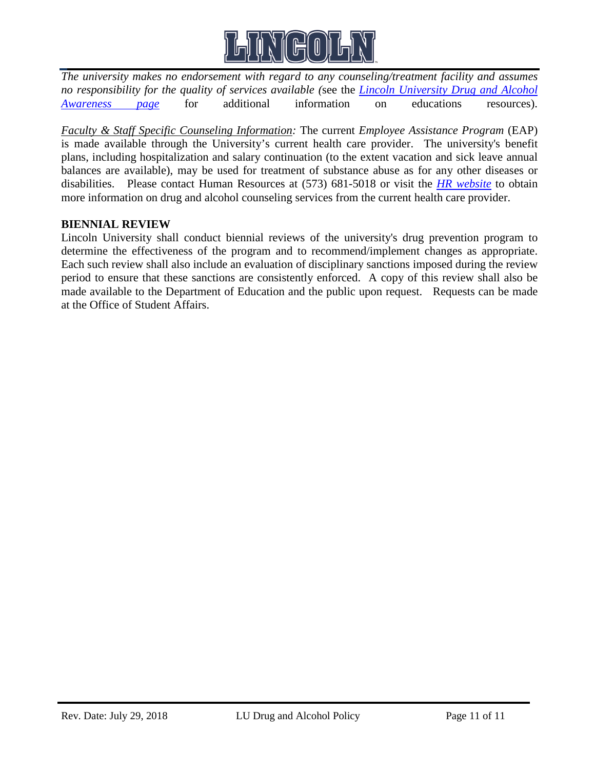*The university makes no endorsement with regard to any counseling/treatment facility and assumes no responsibility for the quality of services available (*see the *Lincoln University Drug and Alcohol Awareness page* for additional information on educations resources).

*Faculty & Staff Specific Counseling Information:* The current *Employee Assistance Program* (EAP) is made available through the University's current health care provider. The university's benefit plans, including hospitalization and salary continuation (to the extent vacation and sick leave annual balances are available), may be used for treatment of substance abuse as for any other diseases or disabilities. Please contact Human Resources at (573) 681-5018 or visit the ***HR website*** to obtain more information on drug and alcohol counseling services from the current health care provider.

**BIENNIAL REVIEW**

Lincoln University shall conduct biennial reviews of the university's drug prevention program to determine the effectiveness of the program and to recommend/implement changes as appropriate. Each such review shall also include an evaluation of disciplinary sanctions imposed during the review period to ensure that these sanctions are consistently enforced. A copy of this review shall also be made available to the Department of Education and the public upon request. Requests can be made at the Office of Student Affairs.